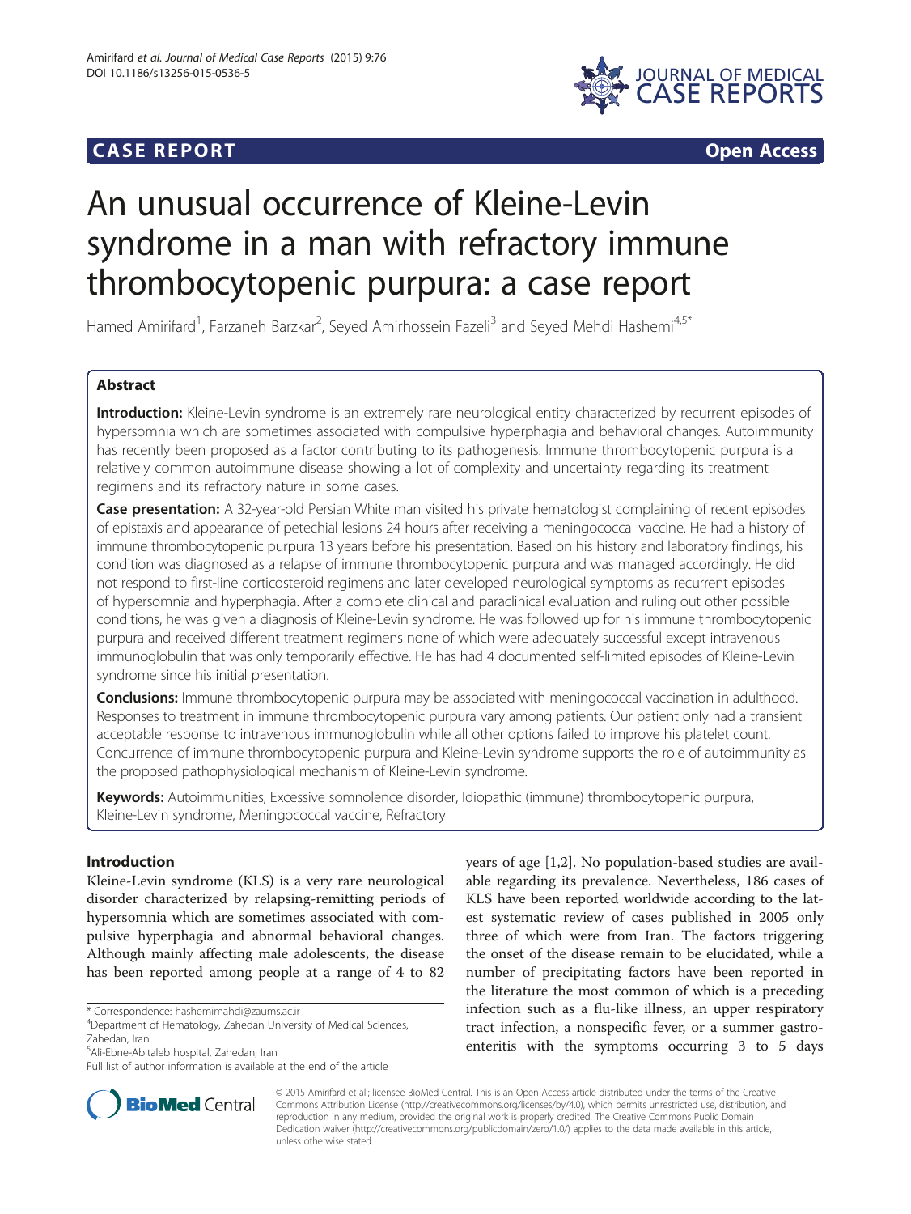## CASE REPORT **Open Access**

# An unusual occurrence of Kleine-Levin syndrome in a man with refractory immune thrombocytopenic purpura: a case report

Hamed Amirifard[1], Farzaneh Barzkar[2], Seyed Amirhossein Fazeli[3] and Seyed Mehdi Hashemi[4,5*]

## Abstract

**Introduction:** Kleine-Levin syndrome is an extremely rare neurological entity characterized by recurrent episodes of hypersomnia which are sometimes associated with compulsive hyperphagia and behavioral changes. Autoimmunity has recently been proposed as a factor contributing to its pathogenesis. Immune thrombocytopenic purpura is a relatively common autoimmune disease showing a lot of complexity and uncertainty regarding its treatment regimens and its refractory nature in some cases.

**Case presentation:** A 32-year-old Persian White man visited his private hematologist complaining of recent episodes of epistaxis and appearance of petechial lesions 24 hours after receiving a meningococcal vaccine. He had a history of immune thrombocytopenic purpura 13 years before his presentation. Based on his history and laboratory findings, his condition was diagnosed as a relapse of immune thrombocytopenic purpura and was managed accordingly. He did not respond to first-line corticosteroid regimens and later developed neurological symptoms as recurrent episodes of hypersomnia and hyperphagia. After a complete clinical and paraclinical evaluation and ruling out other possible conditions, he was given a diagnosis of Kleine-Levin syndrome. He was followed up for his immune thrombocytopenic purpura and received different treatment regimens none of which were adequately successful except intravenous immunoglobulin that was only temporarily effective. He has had 4 documented self-limited episodes of Kleine-Levin syndrome since his initial presentation.

**Conclusions:** Immune thrombocytopenic purpura may be associated with meningococcal vaccination in adulthood. Responses to treatment in immune thrombocytopenic purpura vary among patients. Our patient only had a transient acceptable response to intravenous immunoglobulin while all other options failed to improve his platelet count. Concurrence of immune thrombocytopenic purpura and Kleine-Levin syndrome supports the role of autoimmunity as the proposed pathophysiological mechanism of Kleine-Levin syndrome.

**Keywords:** Autoimmunities, Excessive somnolence disorder, Idiopathic (immune) thrombocytopenic purpura, Kleine-Levin syndrome, Meningococcal vaccine, Refractory

## Introduction

Kleine-Levin syndrome (KLS) is a very rare neurological disorder characterized by relapsing-remitting periods of hypersomnia which are sometimes associated with compulsive hyperphagia and abnormal behavioral changes. Although mainly affecting male adolescents, the disease has been reported among people at a range of 4 to 82 years of age [1,2]. No population-based studies are available regarding its prevalence. Nevertheless, 186 cases of KLS have been reported worldwide according to the latest systematic review of cases published in 2005 only three of which were from Iran. The factors triggering the onset of the disease remain to be elucidated, while a number of precipitating factors have been reported in the literature the most common of which is a preceding infection such as a flu-like illness, an upper respiratory tract infection, a nonspecific fever, or a summer gastroenteritis with the symptoms occurring 3 to 5 days

\* Correspondence: hashemimahdi@zaums.ac.ir
[4]Department of Hematology, Zahedan University of Medical Sciences, Zahedan, Iran
[5]Ali-Ebne-Abitaleb hospital, Zahedan, Iran
Full list of author information is available at the end of the article

© 2015 Amirifard et al.; licensee BioMed Central. This is an Open Access article distributed under the terms of the Creative Commons Attribution License (http://creativecommons.org/licenses/by/4.0), which permits unrestricted use, distribution, and reproduction in any medium, provided the original work is properly credited. The Creative Commons Public Domain Dedication waiver (http://creativecommons.org/publicdomain/zero/1.0/) applies to the data made available in this article, unless otherwise stated.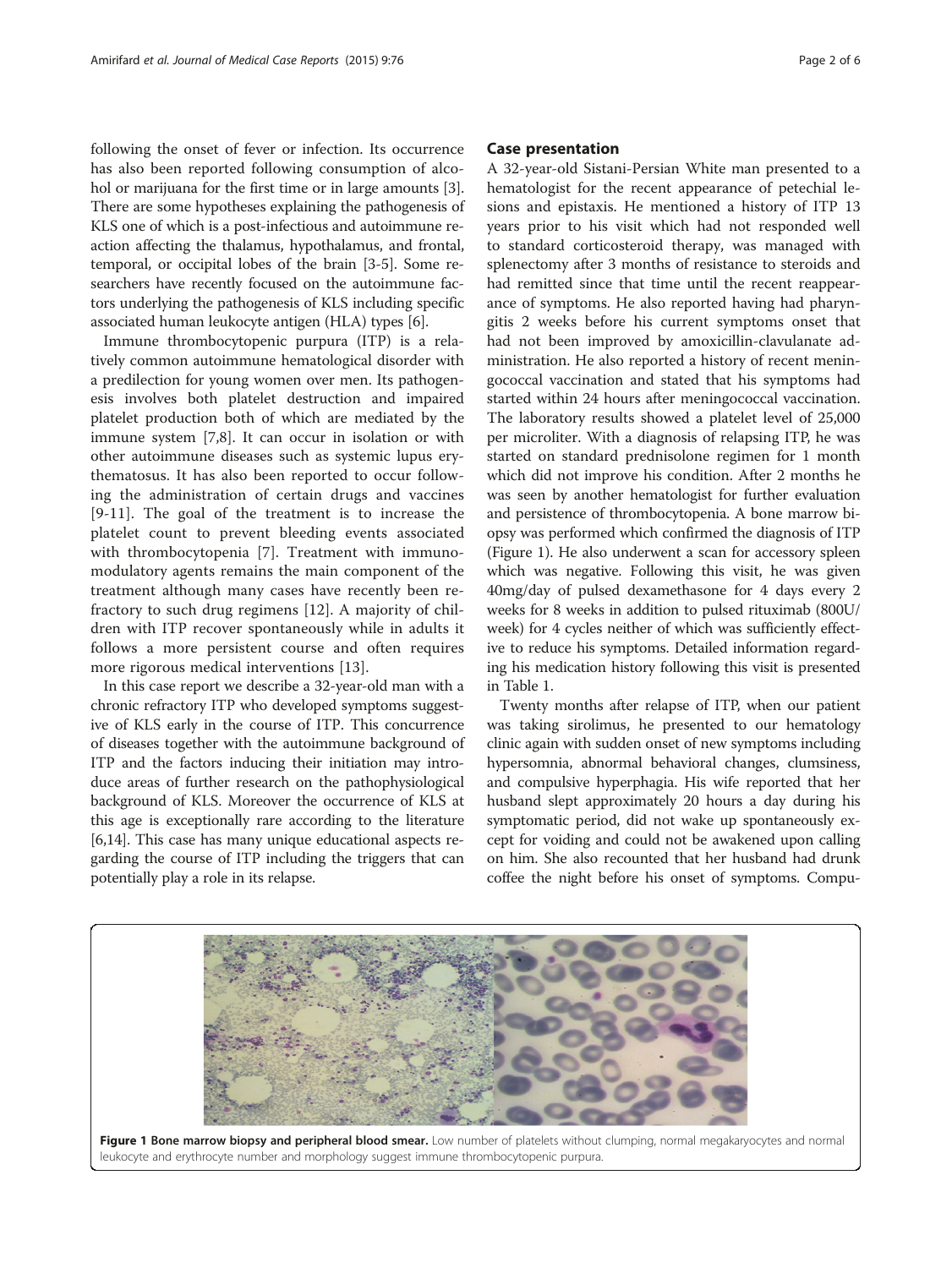following the onset of fever or infection. Its occurrence has also been reported following consumption of alcohol or marijuana for the first time or in large amounts [3]. There are some hypotheses explaining the pathogenesis of KLS one of which is a post-infectious and autoimmune reaction affecting the thalamus, hypothalamus, and frontal, temporal, or occipital lobes of the brain [3-5]. Some researchers have recently focused on the autoimmune factors underlying the pathogenesis of KLS including specific associated human leukocyte antigen (HLA) types [6].

Immune thrombocytopenic purpura (ITP) is a relatively common autoimmune hematological disorder with a predilection for young women over men. Its pathogenesis involves both platelet destruction and impaired platelet production both of which are mediated by the immune system [7,8]. It can occur in isolation or with other autoimmune diseases such as systemic lupus erythematosus. It has also been reported to occur following the administration of certain drugs and vaccines [9-11]. The goal of the treatment is to increase the platelet count to prevent bleeding events associated with thrombocytopenia [7]. Treatment with immunomodulatory agents remains the main component of the treatment although many cases have recently been refractory to such drug regimens [12]. A majority of children with ITP recover spontaneously while in adults it follows a more persistent course and often requires more rigorous medical interventions [13].

In this case report we describe a 32-year-old man with a chronic refractory ITP who developed symptoms suggestive of KLS early in the course of ITP. This concurrence of diseases together with the autoimmune background of ITP and the factors inducing their initiation may introduce areas of further research on the pathophysiological background of KLS. Moreover the occurrence of KLS at this age is exceptionally rare according to the literature [6,14]. This case has many unique educational aspects regarding the course of ITP including the triggers that can potentially play a role in its relapse.

## Case presentation

A 32-year-old Sistani-Persian White man presented to a hematologist for the recent appearance of petechial lesions and epistaxis. He mentioned a history of ITP 13 years prior to his visit which had not responded well to standard corticosteroid therapy, was managed with splenectomy after 3 months of resistance to steroids and had remitted since that time until the recent reappearance of symptoms. He also reported having had pharyngitis 2 weeks before his current symptoms onset that had not been improved by amoxicillin-clavulanate administration. He also reported a history of recent meningococcal vaccination and stated that his symptoms had started within 24 hours after meningococcal vaccination. The laboratory results showed a platelet level of 25,000 per microliter. With a diagnosis of relapsing ITP, he was started on standard prednisolone regimen for 1 month which did not improve his condition. After 2 months he was seen by another hematologist for further evaluation and persistence of thrombocytopenia. A bone marrow biopsy was performed which confirmed the diagnosis of ITP (Figure 1). He also underwent a scan for accessory spleen which was negative. Following this visit, he was given 40mg/day of pulsed dexamethasone for 4 days every 2 weeks for 8 weeks in addition to pulsed rituximab (800U/week) for 4 cycles neither of which was sufficiently effective to reduce his symptoms. Detailed information regarding his medication history following this visit is presented in Table 1.

Twenty months after relapse of ITP, when our patient was taking sirolimus, he presented to our hematology clinic again with sudden onset of new symptoms including hypersomnia, abnormal behavioral changes, clumsiness, and compulsive hyperphagia. His wife reported that her husband slept approximately 20 hours a day during his symptomatic period, did not wake up spontaneously except for voiding and could not be awakened upon calling on him. She also recounted that her husband had drunk coffee the night before his onset of symptoms. Compu-

**Figure 1 Bone marrow biopsy and peripheral blood smear.** Low number of platelets without clumping, normal megakaryocytes and normal leukocyte and erythrocyte number and morphology suggest immune thrombocytopenic purpura.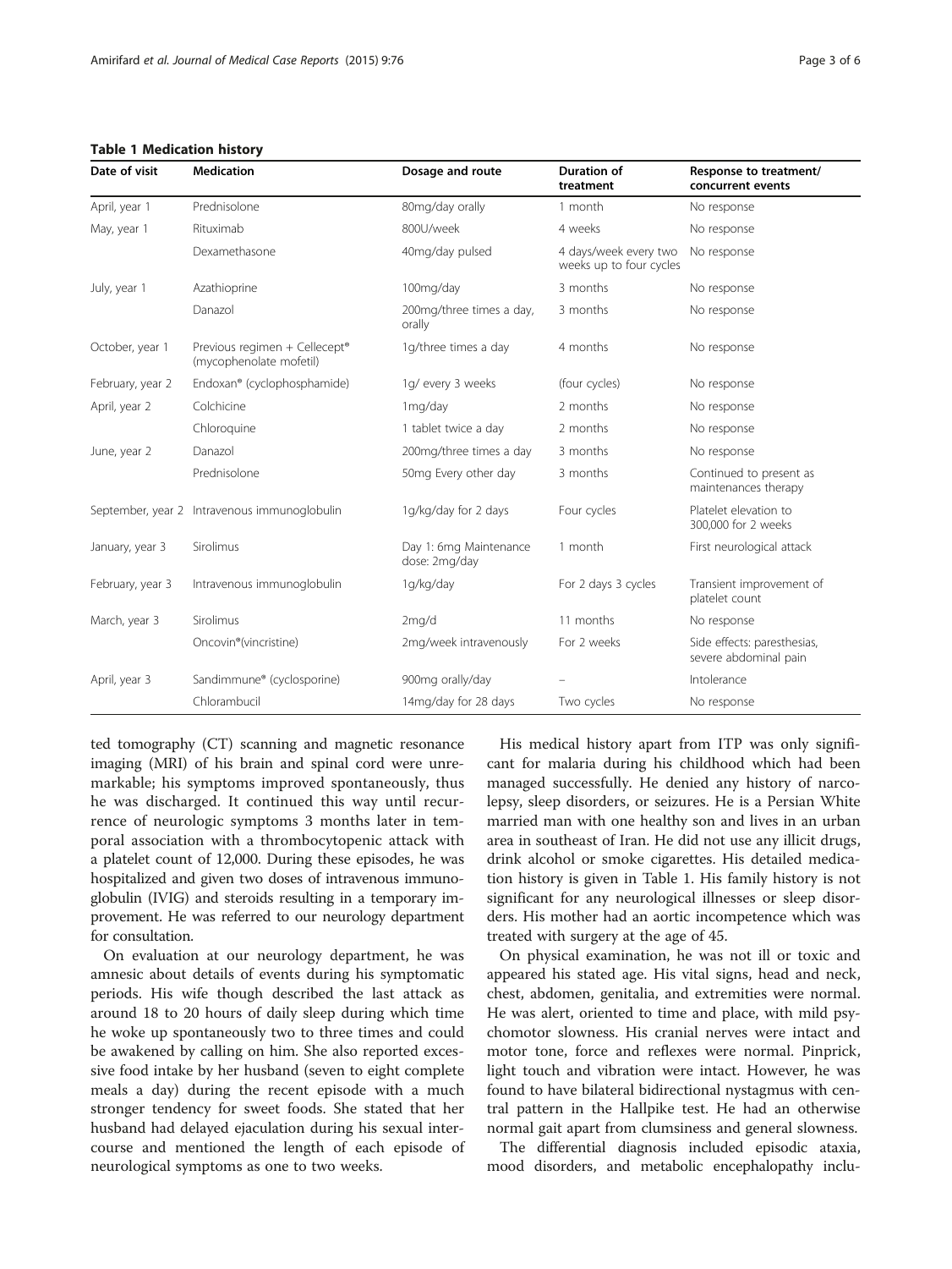**Table 1 Medication history**

| Date of visit | Medication | Dosage and route | Duration of treatment | Response to treatment/ concurrent events |
|---|---|---|---|---|
| April, year 1 | Prednisolone | 80mg/day orally | 1 month | No response |
| May, year 1 | Rituximab | 800U/week | 4 weeks | No response |
| | Dexamethasone | 40mg/day pulsed | 4 days/week every two weeks up to four cycles | No response |
| July, year 1 | Azathioprine | 100mg/day | 3 months | No response |
| | Danazol | 200mg/three times a day, orally | 3 months | No response |
| October, year 1 | Previous regimen + Cellecept® (mycophenolate mofetil) | 1g/three times a day | 4 months | No response |
| February, year 2 | Endoxan® (cyclophosphamide) | 1g/ every 3 weeks | (four cycles) | No response |
| April, year 2 | Colchicine | 1mg/day | 2 months | No response |
| | Chloroquine | 1 tablet twice a day | 2 months | No response |
| June, year 2 | Danazol | 200mg/three times a day | 3 months | No response |
| | Prednisolone | 50mg Every other day | 3 months | Continued to present as maintenances therapy |
| September, year 2 | Intravenous immunoglobulin | 1g/kg/day for 2 days | Four cycles | Platelet elevation to 300,000 for 2 weeks |
| January, year 3 | Sirolimus | Day 1: 6mg Maintenance dose: 2mg/day | 1 month | First neurological attack |
| February, year 3 | Intravenous immunoglobulin | 1g/kg/day | For 2 days 3 cycles | Transient improvement of platelet count |
| March, year 3 | Sirolimus | 2mg/d | 11 months | No response |
| | Oncovin®(vincristine) | 2mg/week intravenously | For 2 weeks | Side effects: paresthesias, severe abdominal pain |
| April, year 3 | Sandimmune® (cyclosporine) | 900mg orally/day | – | Intolerance |
| | Chlorambucil | 14mg/day for 28 days | Two cycles | No response |

ted tomography (CT) scanning and magnetic resonance imaging (MRI) of his brain and spinal cord were unremarkable; his symptoms improved spontaneously, thus he was discharged. It continued this way until recurrence of neurologic symptoms 3 months later in temporal association with a thrombocytopenic attack with a platelet count of 12,000. During these episodes, he was hospitalized and given two doses of intravenous immunoglobulin (IVIG) and steroids resulting in a temporary improvement. He was referred to our neurology department for consultation.

On evaluation at our neurology department, he was amnesic about details of events during his symptomatic periods. His wife though described the last attack as around 18 to 20 hours of daily sleep during which time he woke up spontaneously two to three times and could be awakened by calling on him. She also reported excessive food intake by her husband (seven to eight complete meals a day) during the recent episode with a much stronger tendency for sweet foods. She stated that her husband had delayed ejaculation during his sexual intercourse and mentioned the length of each episode of neurological symptoms as one to two weeks.

His medical history apart from ITP was only significant for malaria during his childhood which had been managed successfully. He denied any history of narcolepsy, sleep disorders, or seizures. He is a Persian White married man with one healthy son and lives in an urban area in southeast of Iran. He did not use any illicit drugs, drink alcohol or smoke cigarettes. His detailed medication history is given in Table 1. His family history is not significant for any neurological illnesses or sleep disorders. His mother had an aortic incompetence which was treated with surgery at the age of 45.

On physical examination, he was not ill or toxic and appeared his stated age. His vital signs, head and neck, chest, abdomen, genitalia, and extremities were normal. He was alert, oriented to time and place, with mild psychomotor slowness. His cranial nerves were intact and motor tone, force and reflexes were normal. Pinprick, light touch and vibration were intact. However, he was found to have bilateral bidirectional nystagmus with central pattern in the Hallpike test. He had an otherwise normal gait apart from clumsiness and general slowness.

The differential diagnosis included episodic ataxia, mood disorders, and metabolic encephalopathy inclu-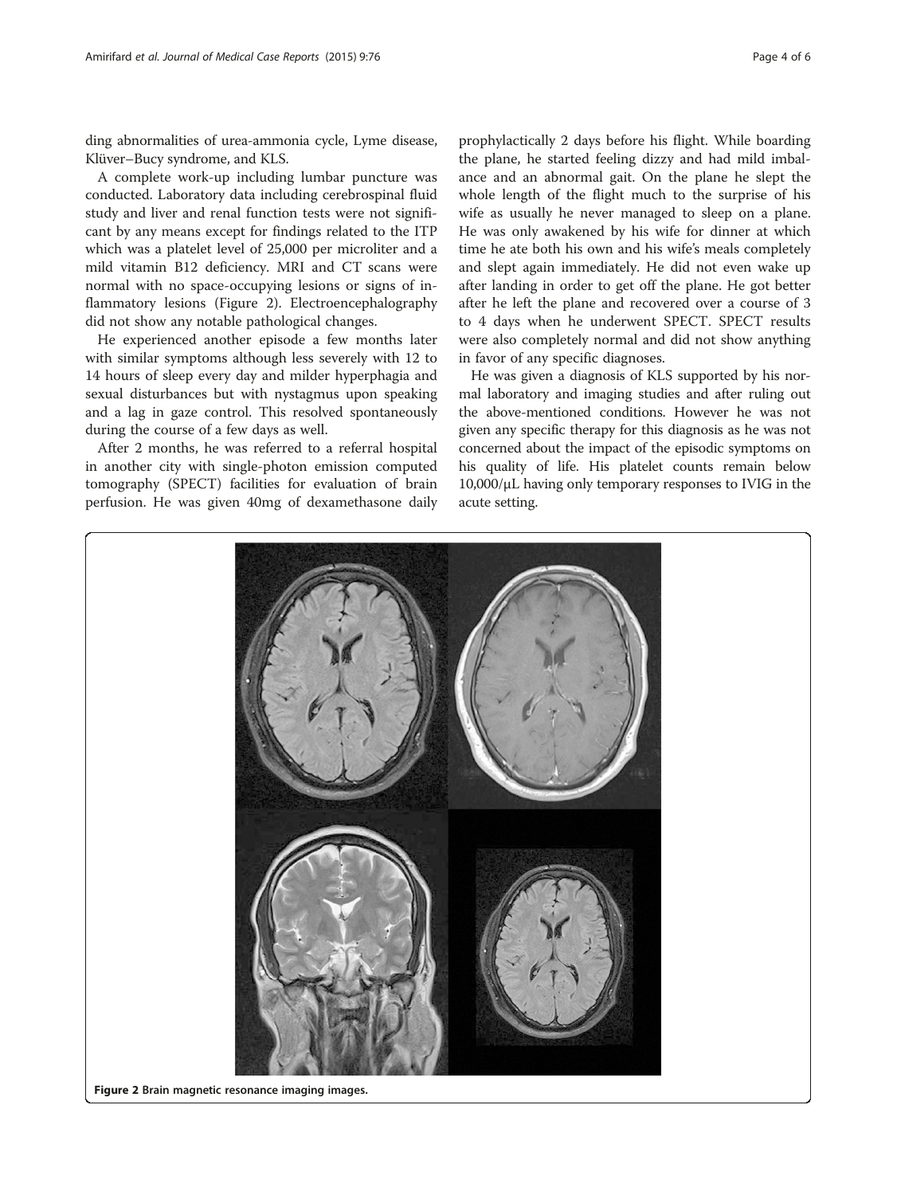ding abnormalities of urea-ammonia cycle, Lyme disease, Klüver–Bucy syndrome, and KLS.

A complete work-up including lumbar puncture was conducted. Laboratory data including cerebrospinal fluid study and liver and renal function tests were not significant by any means except for findings related to the ITP which was a platelet level of 25,000 per microliter and a mild vitamin B12 deficiency. MRI and CT scans were normal with no space-occupying lesions or signs of inflammatory lesions (Figure 2). Electroencephalography did not show any notable pathological changes.

He experienced another episode a few months later with similar symptoms although less severely with 12 to 14 hours of sleep every day and milder hyperphagia and sexual disturbances but with nystagmus upon speaking and a lag in gaze control. This resolved spontaneously during the course of a few days as well.

After 2 months, he was referred to a referral hospital in another city with single-photon emission computed tomography (SPECT) facilities for evaluation of brain perfusion. He was given 40mg of dexamethasone daily prophylactically 2 days before his flight. While boarding the plane, he started feeling dizzy and had mild imbalance and an abnormal gait. On the plane he slept the whole length of the flight much to the surprise of his wife as usually he never managed to sleep on a plane. He was only awakened by his wife for dinner at which time he ate both his own and his wife's meals completely and slept again immediately. He did not even wake up after landing in order to get off the plane. He got better after he left the plane and recovered over a course of 3 to 4 days when he underwent SPECT. SPECT results were also completely normal and did not show anything in favor of any specific diagnoses.

He was given a diagnosis of KLS supported by his normal laboratory and imaging studies and after ruling out the above-mentioned conditions. However he was not given any specific therapy for this diagnosis as he was not concerned about the impact of the episodic symptoms on his quality of life. His platelet counts remain below 10,000/μL having only temporary responses to IVIG in the acute setting.

**Figure 2** Brain magnetic resonance imaging images.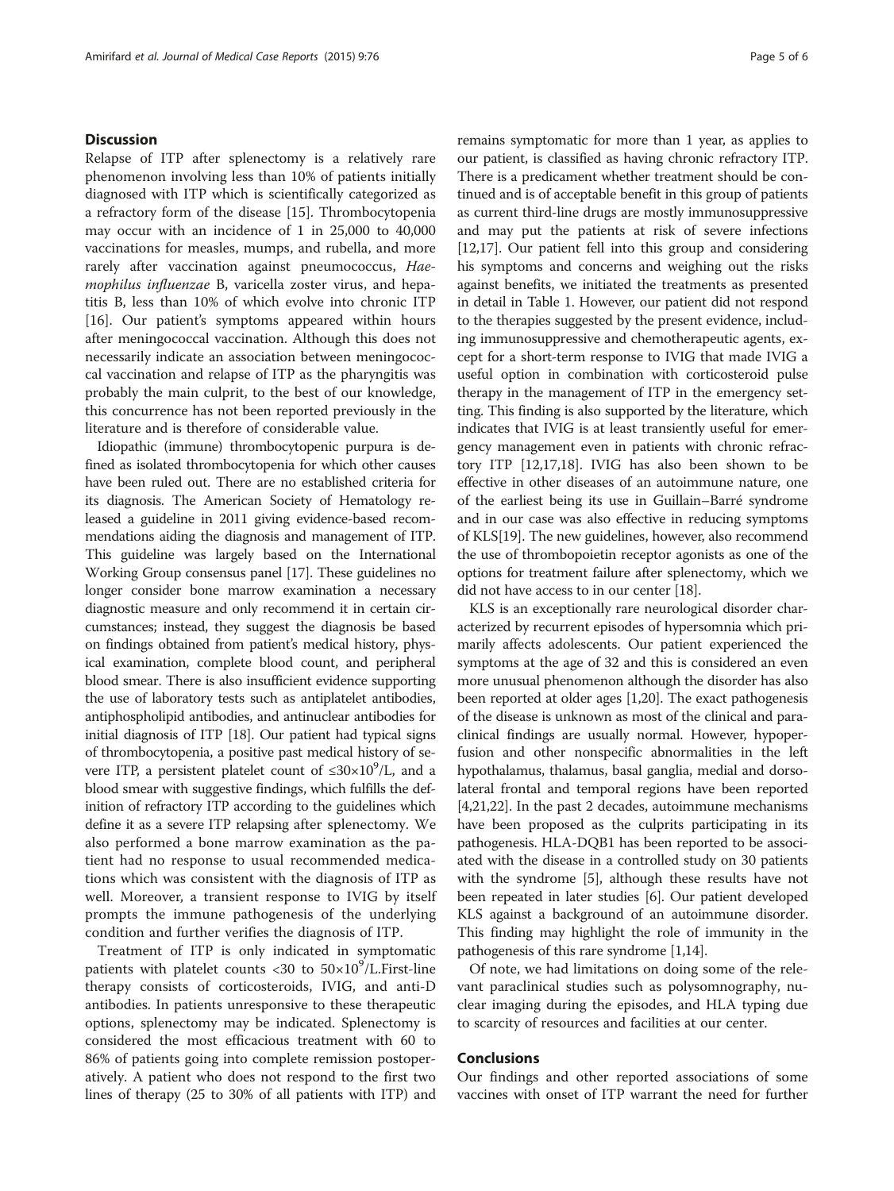## Discussion

Relapse of ITP after splenectomy is a relatively rare phenomenon involving less than 10% of patients initially diagnosed with ITP which is scientifically categorized as a refractory form of the disease [15]. Thrombocytopenia may occur with an incidence of 1 in 25,000 to 40,000 vaccinations for measles, mumps, and rubella, and more rarely after vaccination against pneumococcus, *Haemophilus influenzae* B, varicella zoster virus, and hepatitis B, less than 10% of which evolve into chronic ITP [16]. Our patient's symptoms appeared within hours after meningococcal vaccination. Although this does not necessarily indicate an association between meningococcal vaccination and relapse of ITP as the pharyngitis was probably the main culprit, to the best of our knowledge, this concurrence has not been reported previously in the literature and is therefore of considerable value.

Idiopathic (immune) thrombocytopenic purpura is defined as isolated thrombocytopenia for which other causes have been ruled out. There are no established criteria for its diagnosis. The American Society of Hematology released a guideline in 2011 giving evidence-based recommendations aiding the diagnosis and management of ITP. This guideline was largely based on the International Working Group consensus panel [17]. These guidelines no longer consider bone marrow examination a necessary diagnostic measure and only recommend it in certain circumstances; instead, they suggest the diagnosis be based on findings obtained from patient's medical history, physical examination, complete blood count, and peripheral blood smear. There is also insufficient evidence supporting the use of laboratory tests such as antiplatelet antibodies, antiphospholipid antibodies, and antinuclear antibodies for initial diagnosis of ITP [18]. Our patient had typical signs of thrombocytopenia, a positive past medical history of severe ITP, a persistent platelet count of $\leq 30\times 10^9$/L, and a blood smear with suggestive findings, which fulfills the definition of refractory ITP according to the guidelines which define it as a severe ITP relapsing after splenectomy. We also performed a bone marrow examination as the patient had no response to usual recommended medications which was consistent with the diagnosis of ITP as well. Moreover, a transient response to IVIG by itself prompts the immune pathogenesis of the underlying condition and further verifies the diagnosis of ITP.

Treatment of ITP is only indicated in symptomatic patients with platelet counts <30 to $50\times 10^9$/L.First-line therapy consists of corticosteroids, IVIG, and anti-D antibodies. In patients unresponsive to these therapeutic options, splenectomy may be indicated. Splenectomy is considered the most efficacious treatment with 60 to 86% of patients going into complete remission postoperatively. A patient who does not respond to the first two lines of therapy (25 to 30% of all patients with ITP) and remains symptomatic for more than 1 year, as applies to our patient, is classified as having chronic refractory ITP. There is a predicament whether treatment should be continued and is of acceptable benefit in this group of patients as current third-line drugs are mostly immunosuppressive and may put the patients at risk of severe infections [12,17]. Our patient fell into this group and considering his symptoms and concerns and weighing out the risks against benefits, we initiated the treatments as presented in detail in Table 1. However, our patient did not respond to the therapies suggested by the present evidence, including immunosuppressive and chemotherapeutic agents, except for a short-term response to IVIG that made IVIG a useful option in combination with corticosteroid pulse therapy in the management of ITP in the emergency setting. This finding is also supported by the literature, which indicates that IVIG is at least transiently useful for emergency management even in patients with chronic refractory ITP [12,17,18]. IVIG has also been shown to be effective in other diseases of an autoimmune nature, one of the earliest being its use in Guillain–Barré syndrome and in our case was also effective in reducing symptoms of KLS[19]. The new guidelines, however, also recommend the use of thrombopoietin receptor agonists as one of the options for treatment failure after splenectomy, which we did not have access to in our center [18].

KLS is an exceptionally rare neurological disorder characterized by recurrent episodes of hypersomnia which primarily affects adolescents. Our patient experienced the symptoms at the age of 32 and this is considered an even more unusual phenomenon although the disorder has also been reported at older ages [1,20]. The exact pathogenesis of the disease is unknown as most of the clinical and paraclinical findings are usually normal. However, hypoperfusion and other nonspecific abnormalities in the left hypothalamus, thalamus, basal ganglia, medial and dorsolateral frontal and temporal regions have been reported [4,21,22]. In the past 2 decades, autoimmune mechanisms have been proposed as the culprits participating in its pathogenesis. HLA-DQB1 has been reported to be associated with the disease in a controlled study on 30 patients with the syndrome [5], although these results have not been repeated in later studies [6]. Our patient developed KLS against a background of an autoimmune disorder. This finding may highlight the role of immunity in the pathogenesis of this rare syndrome [1,14].

Of note, we had limitations on doing some of the relevant paraclinical studies such as polysomnography, nuclear imaging during the episodes, and HLA typing due to scarcity of resources and facilities at our center.

## Conclusions

Our findings and other reported associations of some vaccines with onset of ITP warrant the need for further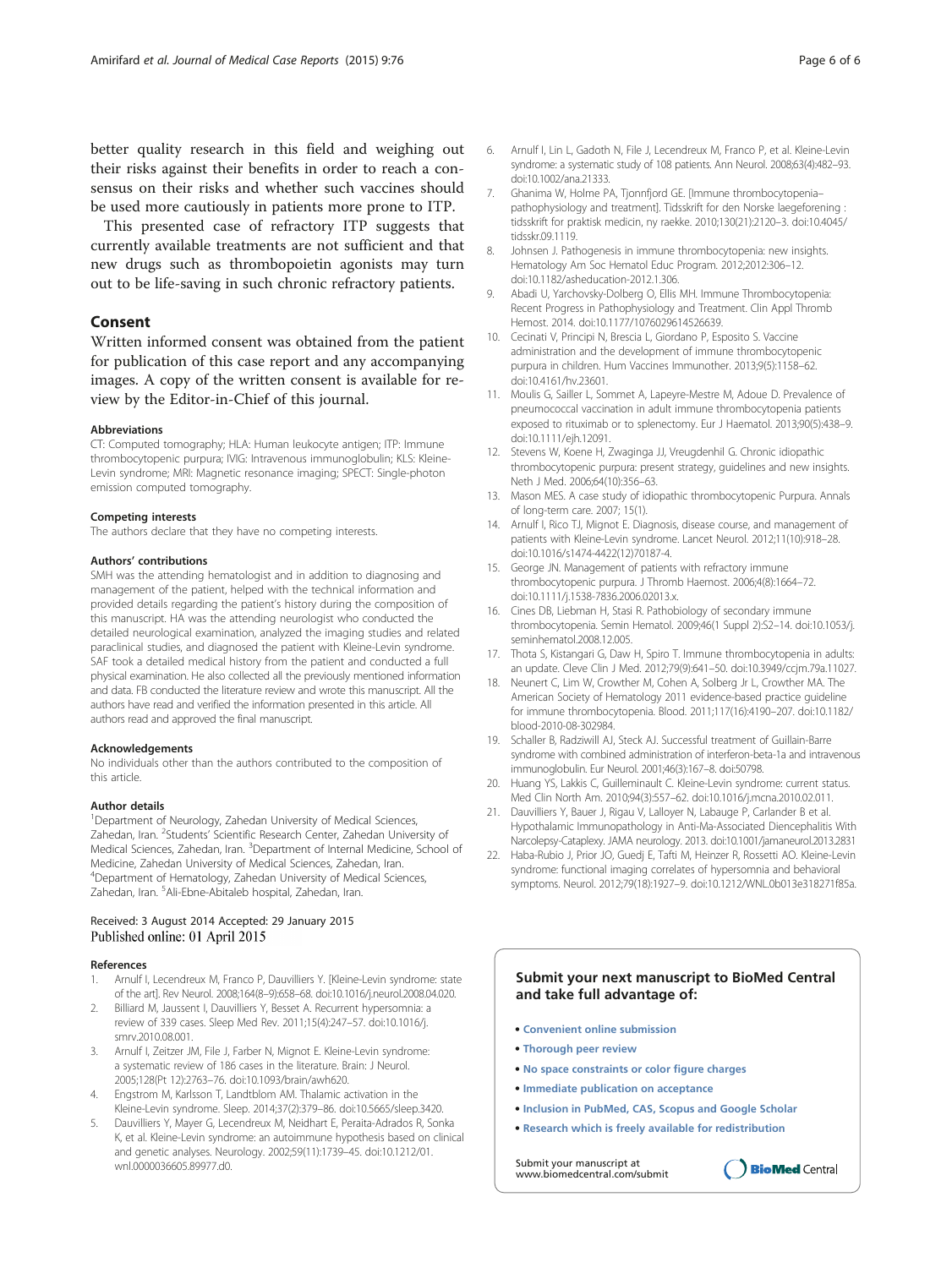better quality research in this field and weighing out their risks against their benefits in order to reach a consensus on their risks and whether such vaccines should be used more cautiously in patients more prone to ITP.

This presented case of refractory ITP suggests that currently available treatments are not sufficient and that new drugs such as thrombopoietin agonists may turn out to be life-saving in such chronic refractory patients.

## Consent

Written informed consent was obtained from the patient for publication of this case report and any accompanying images. A copy of the written consent is available for review by the Editor-in-Chief of this journal.

#### Abbreviations

CT: Computed tomography; HLA: Human leukocyte antigen; ITP: Immune thrombocytopenic purpura; IVIG: Intravenous immunoglobulin; KLS: Kleine-Levin syndrome; MRI: Magnetic resonance imaging; SPECT: Single-photon emission computed tomography.

#### Competing interests

The authors declare that they have no competing interests.

#### Authors' contributions

SMH was the attending hematologist and in addition to diagnosing and management of the patient, helped with the technical information and provided details regarding the patient's history during the composition of this manuscript. HA was the attending neurologist who conducted the detailed neurological examination, analyzed the imaging studies and related paraclinical studies, and diagnosed the patient with Kleine-Levin syndrome. SAF took a detailed medical history from the patient and conducted a full physical examination. He also collected all the previously mentioned information and data. FB conducted the literature review and wrote this manuscript. All the authors have read and verified the information presented in this article. All authors read and approved the final manuscript.

#### Acknowledgements

No individuals other than the authors contributed to the composition of this article.

#### Author details

[1]Department of Neurology, Zahedan University of Medical Sciences, Zahedan, Iran. [2]Students' Scientific Research Center, Zahedan University of Medical Sciences, Zahedan, Iran. [3]Department of Internal Medicine, School of Medicine, Zahedan University of Medical Sciences, Zahedan, Iran. [4]Department of Hematology, Zahedan University of Medical Sciences, Zahedan, Iran. [5]Ali-Ebne-Abitaleb hospital, Zahedan, Iran.

Received: 3 August 2014 Accepted: 29 January 2015
Published online: 01 April 2015

#### References

1. Arnulf I, Lecendreux M, Franco P, Dauvilliers Y. [Kleine-Levin syndrome: state of the art]. Rev Neurol. 2008;164(8–9):658–68. doi:10.1016/j.neurol.2008.04.020.
2. Billiard M, Jaussent I, Dauvilliers Y, Besset A. Recurrent hypersomnia: a review of 339 cases. Sleep Med Rev. 2011;15(4):247–57. doi:10.1016/j.smrv.2010.08.001.
3. Arnulf I, Zeitzer JM, File J, Farber N, Mignot E. Kleine-Levin syndrome: a systematic review of 186 cases in the literature. Brain: J Neurol. 2005;128(Pt 12):2763–76. doi:10.1093/brain/awh620.
4. Engstrom M, Karlsson T, Landtblom AM. Thalamic activation in the Kleine-Levin syndrome. Sleep. 2014;37(2):379–86. doi:10.5665/sleep.3420.
5. Dauvilliers Y, Mayer G, Lecendreux M, Neidhart E, Peraita-Adrados R, Sonka K, et al. Kleine-Levin syndrome: an autoimmune hypothesis based on clinical and genetic analyses. Neurology. 2002;59(11):1739–45. doi:10.1212/01.wnl.0000036605.89977.d0.
6. Arnulf I, Lin L, Gadoth N, File J, Lecendreux M, Franco P, et al. Kleine-Levin syndrome: a systematic study of 108 patients. Ann Neurol. 2008;63(4):482–93. doi:10.1002/ana.21333.
7. Ghanima W, Holme PA, Tjonnfjord GE. [Immune thrombocytopenia–pathophysiology and treatment]. Tidsskrift for den Norske laegeforening : tidsskrift for praktisk medicin, ny raekke. 2010;130(21):2120–3. doi:10.4045/tidsskr.09.1119.
8. Johnsen J. Pathogenesis in immune thrombocytopenia: new insights. Hematology Am Soc Hematol Educ Program. 2012;2012:306–12. doi:10.1182/asheducation-2012.1.306.
9. Abadi U, Yarchovsky-Dolberg O, Ellis MH. Immune Thrombocytopenia: Recent Progress in Pathophysiology and Treatment. Clin Appl Thromb Hemost. 2014. doi:10.1177/1076029614526639.
10. Cecinati V, Principi N, Brescia L, Giordano P, Esposito S. Vaccine administration and the development of immune thrombocytopenic purpura in children. Hum Vaccines Immunother. 2013;9(5):1158–62. doi:10.4161/hv.23601.
11. Moulis G, Sailler L, Sommet A, Lapeyre-Mestre M, Adoue D. Prevalence of pneumococcal vaccination in adult immune thrombocytopenia patients exposed to rituximab or to splenectomy. Eur J Haematol. 2013;90(5):438–9. doi:10.1111/ejh.12091.
12. Stevens W, Koene H, Zwaginga JJ, Vreugdenhil G. Chronic idiopathic thrombocytopenic purpura: present strategy, guidelines and new insights. Neth J Med. 2006;64(10):356–63.
13. Mason MES. A case study of idiopathic thrombocytopenic Purpura. Annals of long-term care. 2007; 15(1).
14. Arnulf I, Rico TJ, Mignot E. Diagnosis, disease course, and management of patients with Kleine-Levin syndrome. Lancet Neurol. 2012;11(10):918–28. doi:10.1016/s1474-4422(12)70187-4.
15. George JN. Management of patients with refractory immune thrombocytopenic purpura. J Thromb Haemost. 2006;4(8):1664–72. doi:10.1111/j.1538-7836.2006.02013.x.
16. Cines DB, Liebman H, Stasi R. Pathobiology of secondary immune thrombocytopenia. Semin Hematol. 2009;46(1 Suppl 2):S2–14. doi:10.1053/j.seminhematol.2008.12.005.
17. Thota S, Kistangari G, Daw H, Spiro T. Immune thrombocytopenia in adults: an update. Cleve Clin J Med. 2012;79(9):641–50. doi:10.3949/ccjm.79a.11027.
18. Neunert C, Lim W, Crowther M, Cohen A, Solberg Jr L, Crowther MA. The American Society of Hematology 2011 evidence-based practice guideline for immune thrombocytopenia. Blood. 2011;117(16):4190–207. doi:10.1182/blood-2010-08-302984.
19. Schaller B, Radziwill AJ, Steck AJ. Successful treatment of Guillain-Barre syndrome with combined administration of interferon-beta-1a and intravenous immunoglobulin. Eur Neurol. 2001;46(3):167–8. doi:50798.
20. Huang YS, Lakkis C, Guilleminault C. Kleine-Levin syndrome: current status. Med Clin North Am. 2010;94(3):557–62. doi:10.1016/j.mcna.2010.02.011.
21. Dauvilliers Y, Bauer J, Rigau V, Lalloyer N, Labauge P, Carlander B et al. Hypothalamic Immunopathology in Anti-Ma-Associated Diencephalitis With Narcolepsy-Cataplexy. JAMA neurology. 2013. doi:10.1001/jamaneurol.2013.2831
22. Haba-Rubio J, Prior JO, Guedj E, Tafti M, Heinzer R, Rossetti AO. Kleine-Levin syndrome: functional imaging correlates of hypersomnia and behavioral symptoms. Neurol. 2012;79(18):1927–9. doi:10.1212/WNL.0b013e318271f85a.

**Submit your next manuscript to BioMed Central and take full advantage of:**

- Convenient online submission
- Thorough peer review
- No space constraints or color figure charges
- Immediate publication on acceptance
- Inclusion in PubMed, CAS, Scopus and Google Scholar
- Research which is freely available for redistribution

Submit your manuscript at
www.biomedcentral.com/submit

BioMed Central